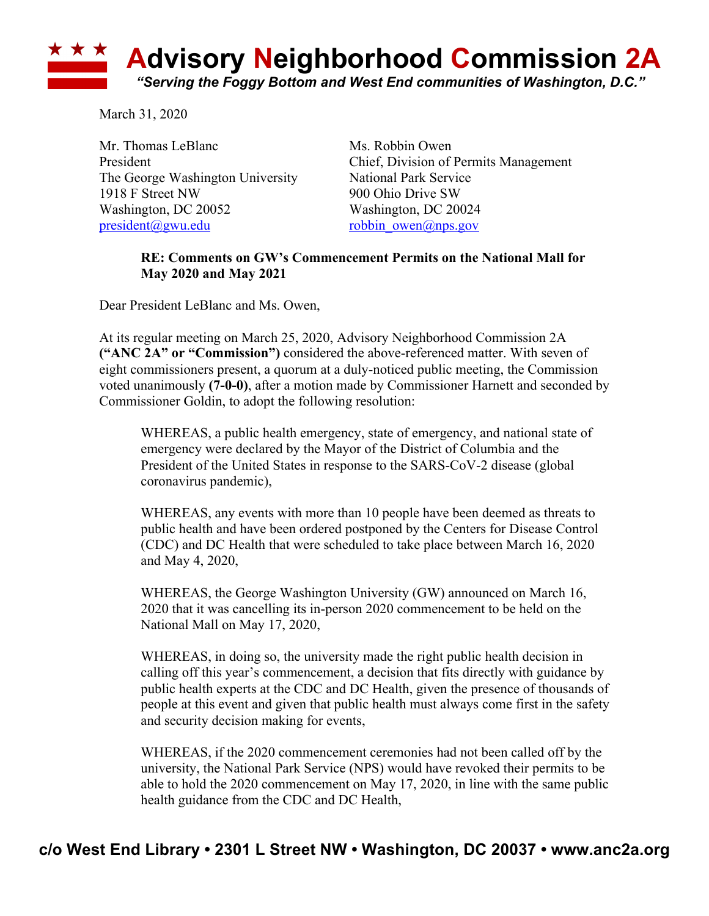# Advisory Neighborhood Commission 2A

*"Serving the Foggy Bottom and West End communities of Washington, D.C."*

March 31, 2020

Mr. Thomas LeBlanc
President
The George Washington University
1918 F Street NW
Washington, DC 20052
president@gwu.edu

Ms. Robbin Owen
Chief, Division of Permits Management
National Park Service
900 Ohio Drive SW
Washington, DC 20024
robbin_owen@nps.gov

**RE: Comments on GW's Commencement Permits on the National Mall for May 2020 and May 2021**

Dear President LeBlanc and Ms. Owen,

At its regular meeting on March 25, 2020, Advisory Neighborhood Commission 2A **("ANC 2A" or "Commission")** considered the above-referenced matter. With seven of eight commissioners present, a quorum at a duly-noticed public meeting, the Commission voted unanimously **(7-0-0)**, after a motion made by Commissioner Harnett and seconded by Commissioner Goldin, to adopt the following resolution:

> WHEREAS, a public health emergency, state of emergency, and national state of emergency were declared by the Mayor of the District of Columbia and the President of the United States in response to the SARS-CoV-2 disease (global coronavirus pandemic),
>
> WHEREAS, any events with more than 10 people have been deemed as threats to public health and have been ordered postponed by the Centers for Disease Control (CDC) and DC Health that were scheduled to take place between March 16, 2020 and May 4, 2020,
>
> WHEREAS, the George Washington University (GW) announced on March 16, 2020 that it was cancelling its in-person 2020 commencement to be held on the National Mall on May 17, 2020,
>
> WHEREAS, in doing so, the university made the right public health decision in calling off this year's commencement, a decision that fits directly with guidance by public health experts at the CDC and DC Health, given the presence of thousands of people at this event and given that public health must always come first in the safety and security decision making for events,
>
> WHEREAS, if the 2020 commencement ceremonies had not been called off by the university, the National Park Service (NPS) would have revoked their permits to be able to hold the 2020 commencement on May 17, 2020, in line with the same public health guidance from the CDC and DC Health,

c/o West End Library • 2301 L Street NW • Washington, DC 20037 • www.anc2a.org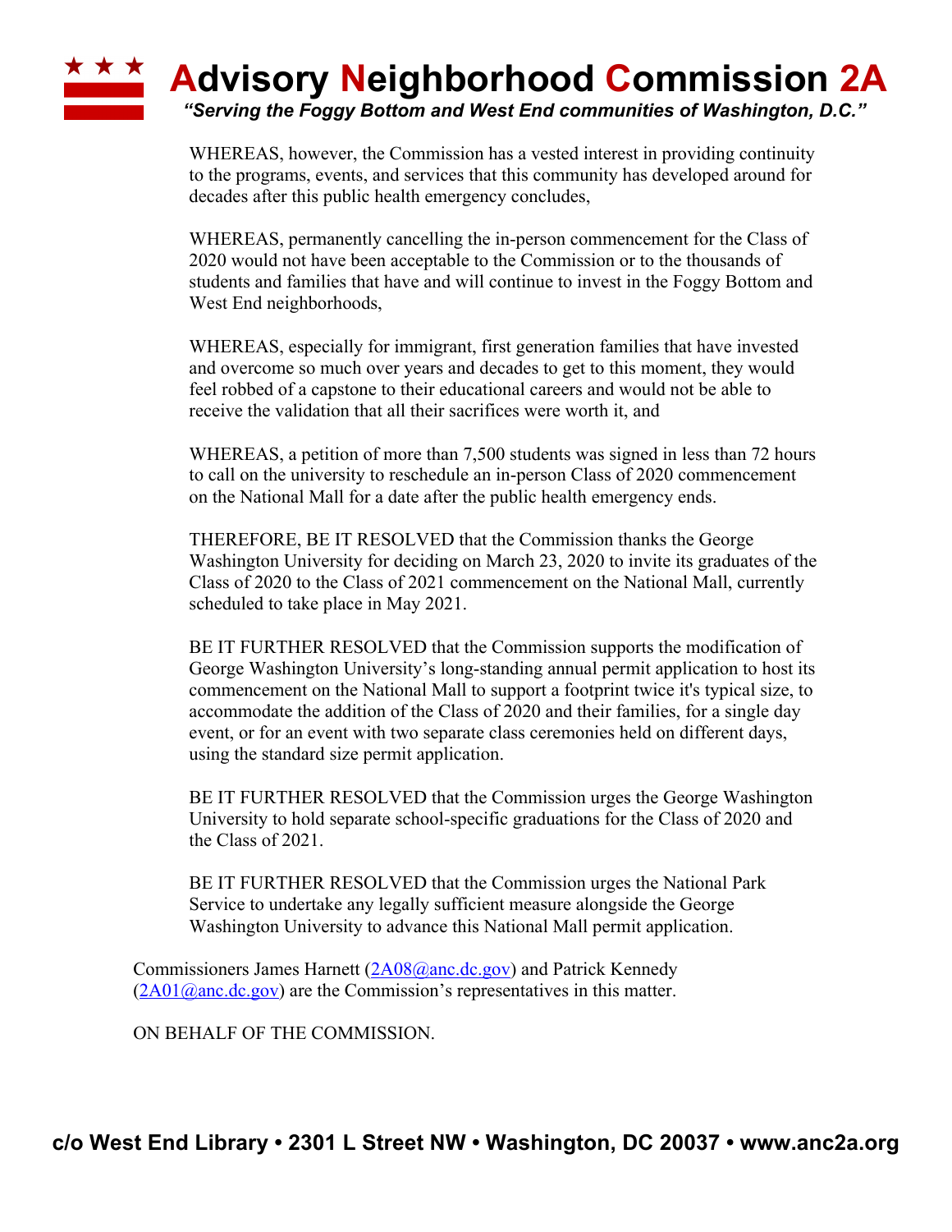WHEREAS, however, the Commission has a vested interest in providing continuity to the programs, events, and services that this community has developed around for decades after this public health emergency concludes,

WHEREAS, permanently cancelling the in-person commencement for the Class of 2020 would not have been acceptable to the Commission or to the thousands of students and families that have and will continue to invest in the Foggy Bottom and West End neighborhoods,

WHEREAS, especially for immigrant, first generation families that have invested and overcome so much over years and decades to get to this moment, they would feel robbed of a capstone to their educational careers and would not be able to receive the validation that all their sacrifices were worth it, and

WHEREAS, a petition of more than 7,500 students was signed in less than 72 hours to call on the university to reschedule an in-person Class of 2020 commencement on the National Mall for a date after the public health emergency ends.

THEREFORE, BE IT RESOLVED that the Commission thanks the George Washington University for deciding on March 23, 2020 to invite its graduates of the Class of 2020 to the Class of 2021 commencement on the National Mall, currently scheduled to take place in May 2021.

BE IT FURTHER RESOLVED that the Commission supports the modification of George Washington University's long-standing annual permit application to host its commencement on the National Mall to support a footprint twice it's typical size, to accommodate the addition of the Class of 2020 and their families, for a single day event, or for an event with two separate class ceremonies held on different days, using the standard size permit application.

BE IT FURTHER RESOLVED that the Commission urges the George Washington University to hold separate school-specific graduations for the Class of 2020 and the Class of 2021.

BE IT FURTHER RESOLVED that the Commission urges the National Park Service to undertake any legally sufficient measure alongside the George Washington University to advance this National Mall permit application.

Commissioners James Harnett (2A08@anc.dc.gov) and Patrick Kennedy (2A01@anc.dc.gov) are the Commission's representatives in this matter.

ON BEHALF OF THE COMMISSION.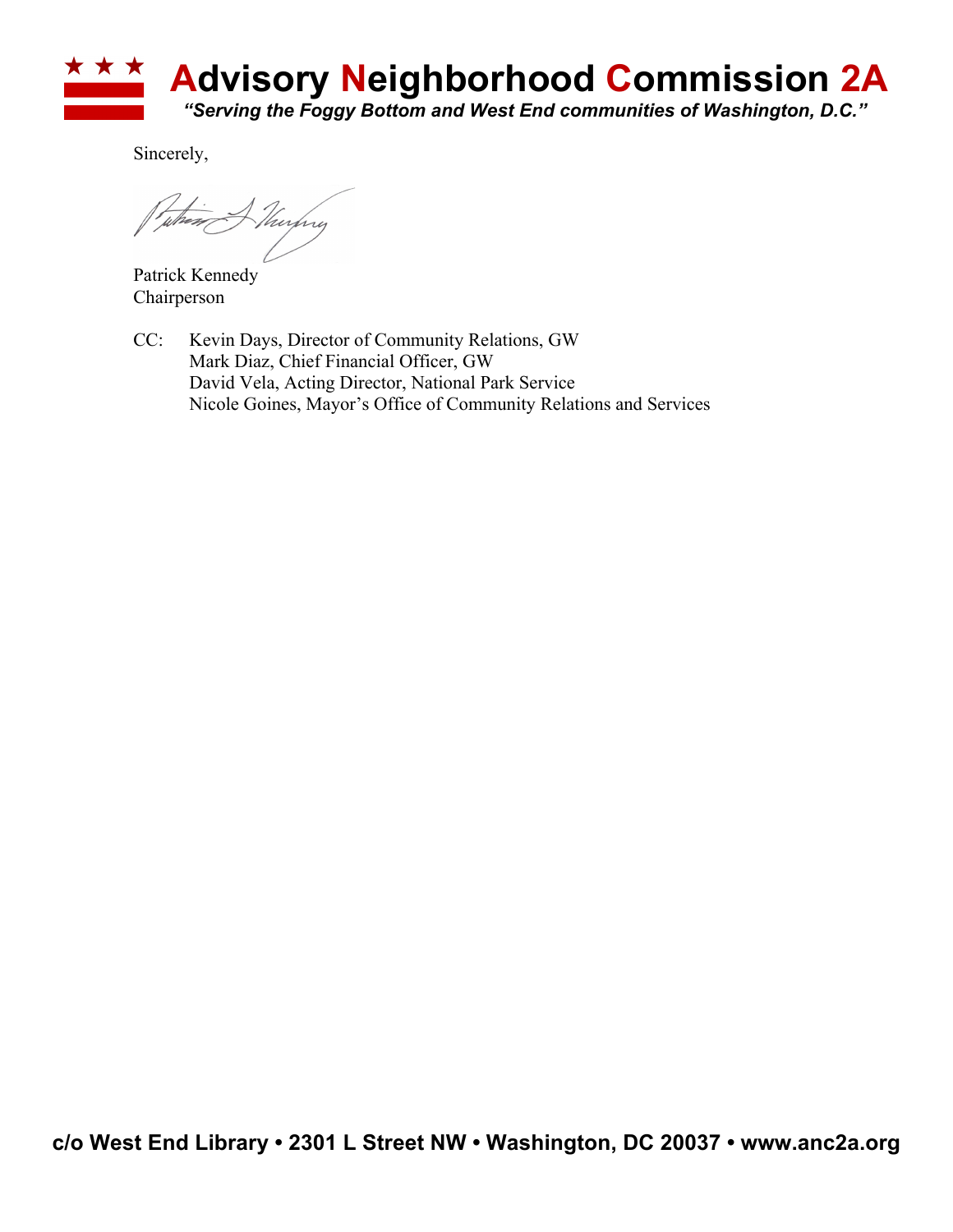Sincerely,

Patrick Kennedy
Chairperson

CC: Kevin Days, Director of Community Relations, GW
Mark Diaz, Chief Financial Officer, GW
David Vela, Acting Director, National Park Service
Nicole Goines, Mayor’s Office of Community Relations and Services